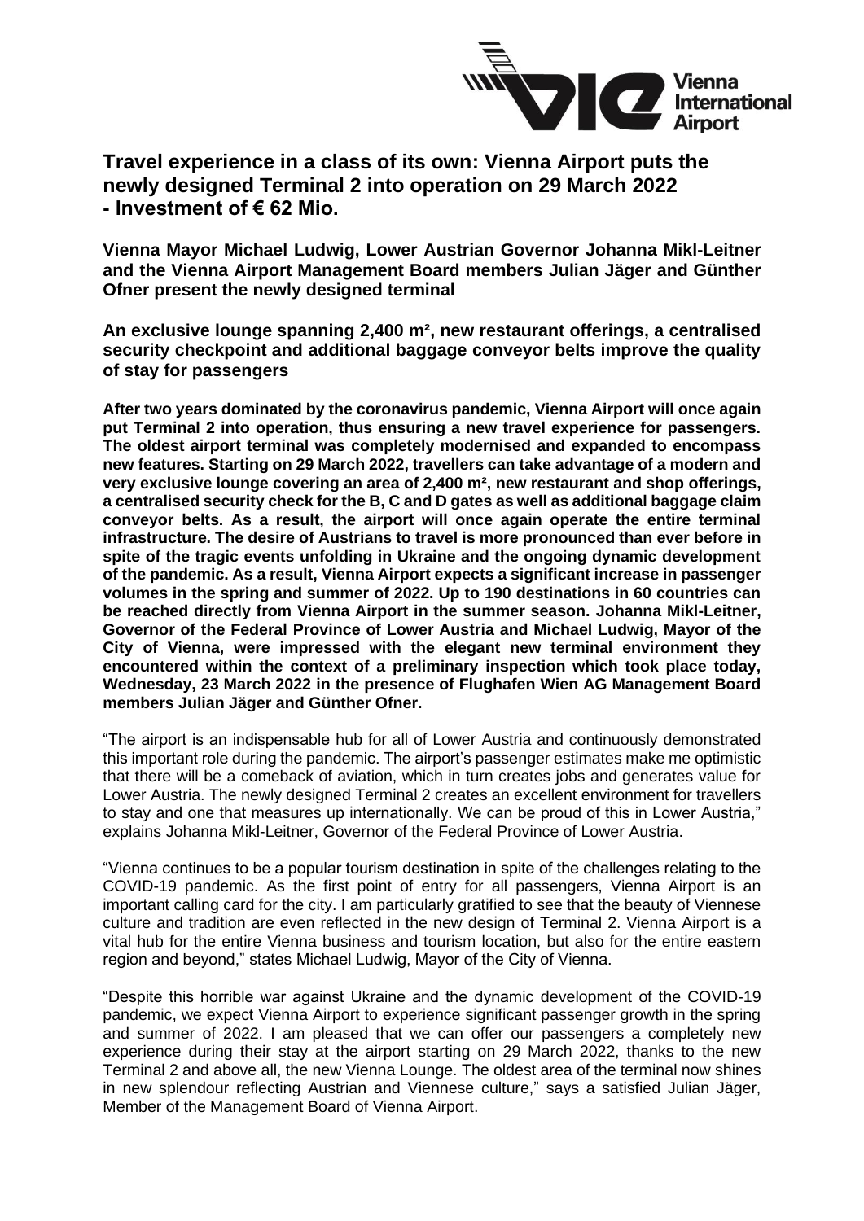# Travel experience in a class of its own: Vienna Airport puts the newly designed Terminal 2 into operation on 29 March 2022 - Investment of € 62 Mio.

**Vienna Mayor Michael Ludwig, Lower Austrian Governor Johanna Mikl-Leitner and the Vienna Airport Management Board members Julian Jäger and Günther Ofner present the newly designed terminal**

**An exclusive lounge spanning 2,400 m², new restaurant offerings, a centralised security checkpoint and additional baggage conveyor belts improve the quality of stay for passengers**

**After two years dominated by the coronavirus pandemic, Vienna Airport will once again put Terminal 2 into operation, thus ensuring a new travel experience for passengers. The oldest airport terminal was completely modernised and expanded to encompass new features. Starting on 29 March 2022, travellers can take advantage of a modern and very exclusive lounge covering an area of 2,400 m², new restaurant and shop offerings, a centralised security check for the B, C and D gates as well as additional baggage claim conveyor belts. As a result, the airport will once again operate the entire terminal infrastructure. The desire of Austrians to travel is more pronounced than ever before in spite of the tragic events unfolding in Ukraine and the ongoing dynamic development of the pandemic. As a result, Vienna Airport expects a significant increase in passenger volumes in the spring and summer of 2022. Up to 190 destinations in 60 countries can be reached directly from Vienna Airport in the summer season. Johanna Mikl-Leitner, Governor of the Federal Province of Lower Austria and Michael Ludwig, Mayor of the City of Vienna, were impressed with the elegant new terminal environment they encountered within the context of a preliminary inspection which took place today, Wednesday, 23 March 2022 in the presence of Flughafen Wien AG Management Board members Julian Jäger and Günther Ofner.**

"The airport is an indispensable hub for all of Lower Austria and continuously demonstrated this important role during the pandemic. The airport's passenger estimates make me optimistic that there will be a comeback of aviation, which in turn creates jobs and generates value for Lower Austria. The newly designed Terminal 2 creates an excellent environment for travellers to stay and one that measures up internationally. We can be proud of this in Lower Austria," explains Johanna Mikl-Leitner, Governor of the Federal Province of Lower Austria.

"Vienna continues to be a popular tourism destination in spite of the challenges relating to the COVID-19 pandemic. As the first point of entry for all passengers, Vienna Airport is an important calling card for the city. I am particularly gratified to see that the beauty of Viennese culture and tradition are even reflected in the new design of Terminal 2. Vienna Airport is a vital hub for the entire Vienna business and tourism location, but also for the entire eastern region and beyond," states Michael Ludwig, Mayor of the City of Vienna.

"Despite this horrible war against Ukraine and the dynamic development of the COVID-19 pandemic, we expect Vienna Airport to experience significant passenger growth in the spring and summer of 2022. I am pleased that we can offer our passengers a completely new experience during their stay at the airport starting on 29 March 2022, thanks to the new Terminal 2 and above all, the new Vienna Lounge. The oldest area of the terminal now shines in new splendour reflecting Austrian and Viennese culture," says a satisfied Julian Jäger, Member of the Management Board of Vienna Airport.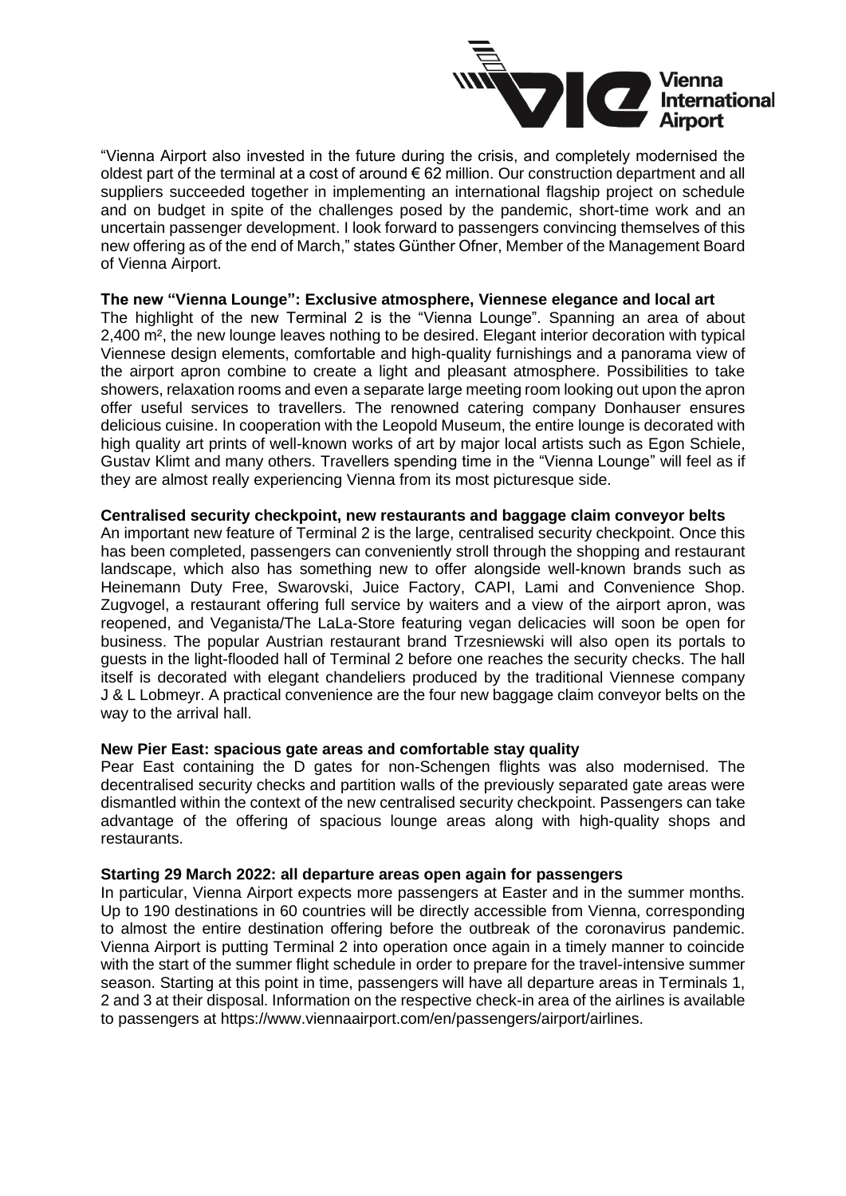"Vienna Airport also invested in the future during the crisis, and completely modernised the oldest part of the terminal at a cost of around € 62 million. Our construction department and all suppliers succeeded together in implementing an international flagship project on schedule and on budget in spite of the challenges posed by the pandemic, short-time work and an uncertain passenger development. I look forward to passengers convincing themselves of this new offering as of the end of March," states Günther Ofner, Member of the Management Board of Vienna Airport.

**The new "Vienna Lounge": Exclusive atmosphere, Viennese elegance and local art**

The highlight of the new Terminal 2 is the "Vienna Lounge". Spanning an area of about 2,400 m², the new lounge leaves nothing to be desired. Elegant interior decoration with typical Viennese design elements, comfortable and high-quality furnishings and a panorama view of the airport apron combine to create a light and pleasant atmosphere. Possibilities to take showers, relaxation rooms and even a separate large meeting room looking out upon the apron offer useful services to travellers. The renowned catering company Donhauser ensures delicious cuisine. In cooperation with the Leopold Museum, the entire lounge is decorated with high quality art prints of well-known works of art by major local artists such as Egon Schiele, Gustav Klimt and many others. Travellers spending time in the "Vienna Lounge" will feel as if they are almost really experiencing Vienna from its most picturesque side.

**Centralised security checkpoint, new restaurants and baggage claim conveyor belts**

An important new feature of Terminal 2 is the large, centralised security checkpoint. Once this has been completed, passengers can conveniently stroll through the shopping and restaurant landscape, which also has something new to offer alongside well-known brands such as Heinemann Duty Free, Swarovski, Juice Factory, CAPI, Lami and Convenience Shop. Zugvogel, a restaurant offering full service by waiters and a view of the airport apron, was reopened, and Veganista/The LaLa-Store featuring vegan delicacies will soon be open for business. The popular Austrian restaurant brand Trzesniewski will also open its portals to guests in the light-flooded hall of Terminal 2 before one reaches the security checks. The hall itself is decorated with elegant chandeliers produced by the traditional Viennese company J & L Lobmeyr. A practical convenience are the four new baggage claim conveyor belts on the way to the arrival hall.

**New Pier East: spacious gate areas and comfortable stay quality**

Pear East containing the D gates for non-Schengen flights was also modernised. The decentralised security checks and partition walls of the previously separated gate areas were dismantled within the context of the new centralised security checkpoint. Passengers can take advantage of the offering of spacious lounge areas along with high-quality shops and restaurants.

**Starting 29 March 2022: all departure areas open again for passengers**

In particular, Vienna Airport expects more passengers at Easter and in the summer months. Up to 190 destinations in 60 countries will be directly accessible from Vienna, corresponding to almost the entire destination offering before the outbreak of the coronavirus pandemic. Vienna Airport is putting Terminal 2 into operation once again in a timely manner to coincide with the start of the summer flight schedule in order to prepare for the travel-intensive summer season. Starting at this point in time, passengers will have all departure areas in Terminals 1, 2 and 3 at their disposal. Information on the respective check-in area of the airlines is available to passengers at https://www.viennaairport.com/en/passengers/airport/airlines.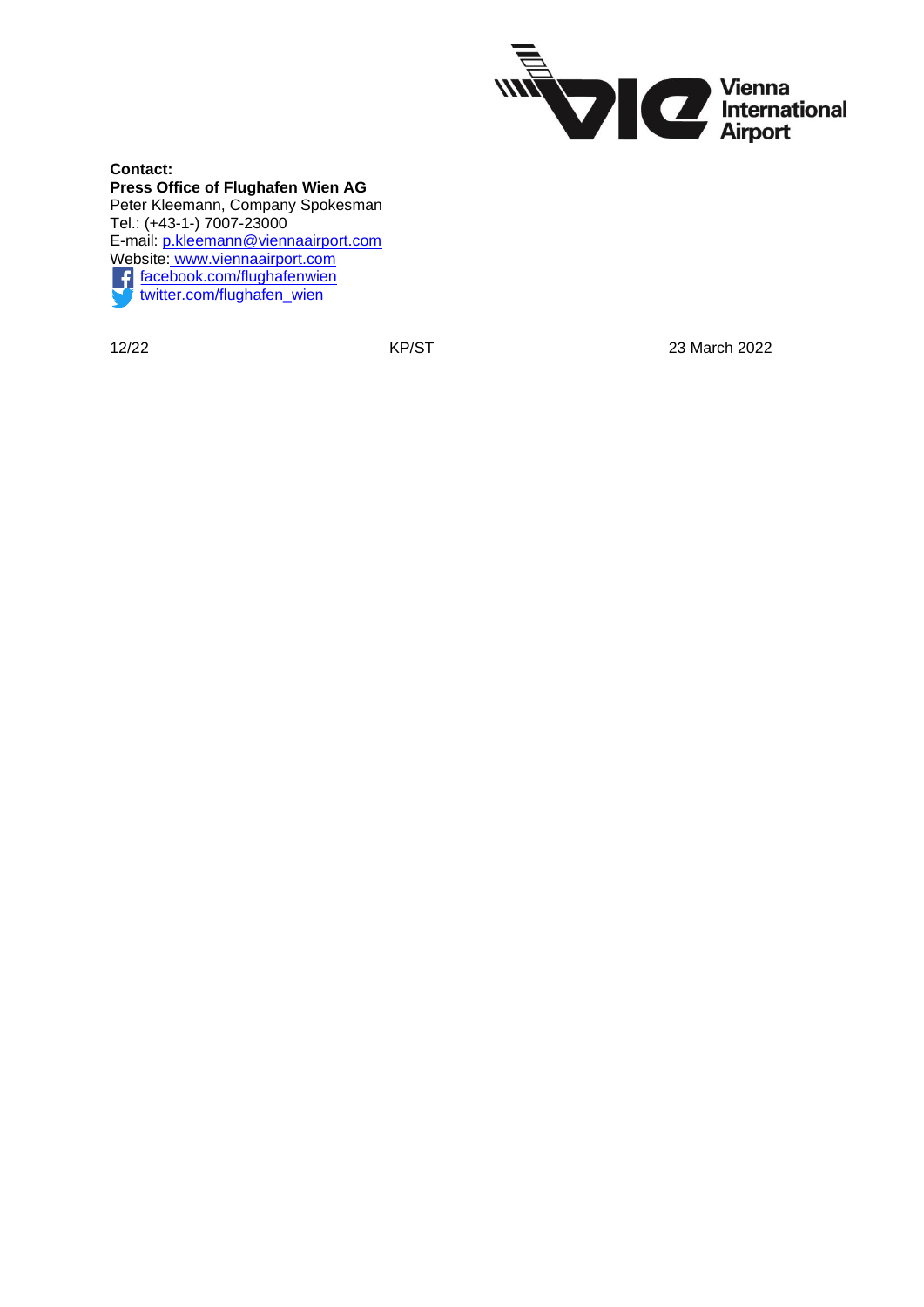**Contact:**
**Press Office of Flughafen Wien AG**
Peter Kleemann, Company Spokesman
Tel.: (+43-1-) 7007-23000
E-mail: p.kleemann@viennaairport.com
Website: www.viennaairport.com
facebook.com/flughafenwien
twitter.com/flughafen_wien

12/22 KP/ST 23 March 2022